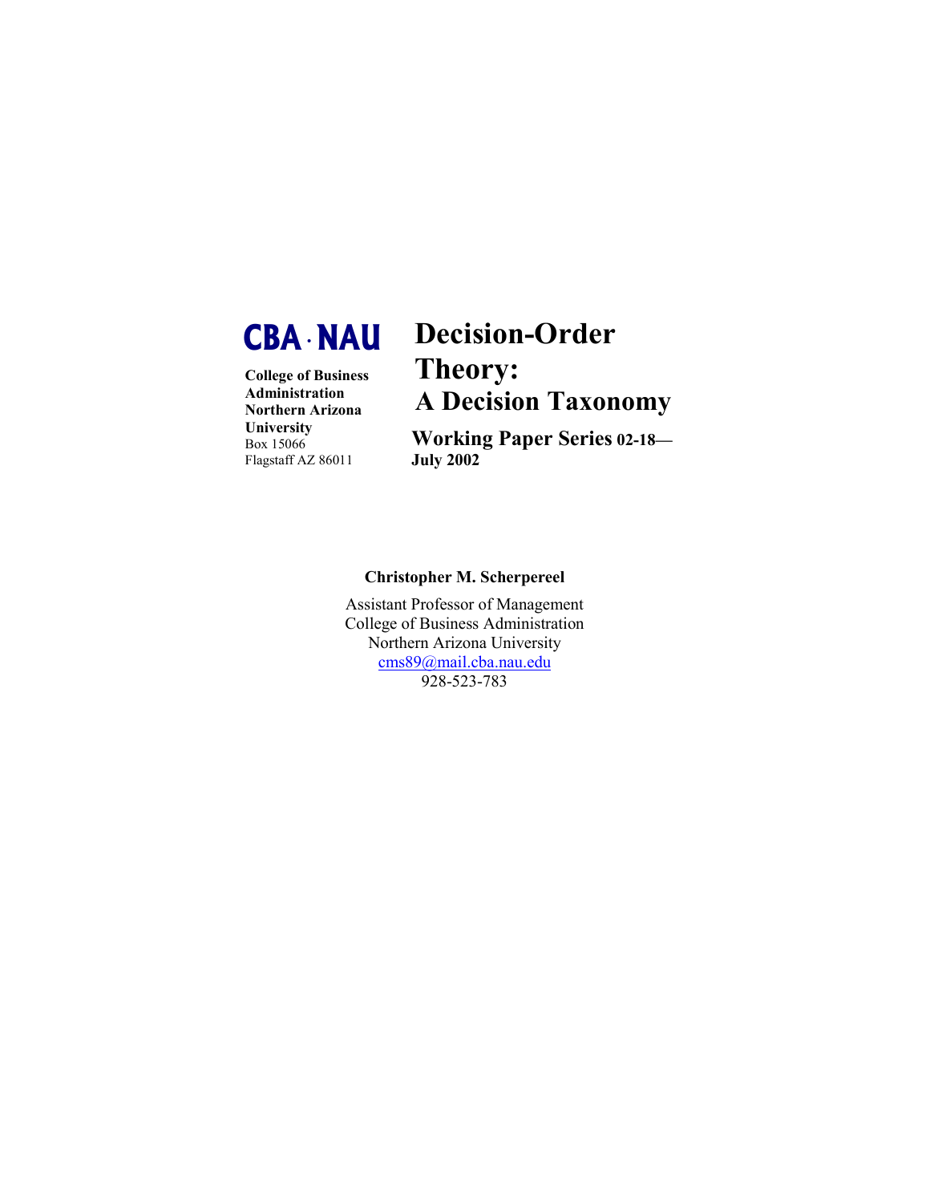**CBA · NAU**

**College of Business Administration**
**Northern Arizona University**
Box 15066
Flagstaff AZ 86011

# Decision-Order Theory: A Decision Taxonomy

**Working Paper Series 02-18— July 2002**

**Christopher M. Scherpereel**

Assistant Professor of Management
College of Business Administration
Northern Arizona University
cms89@mail.cba.nau.edu
928-523-783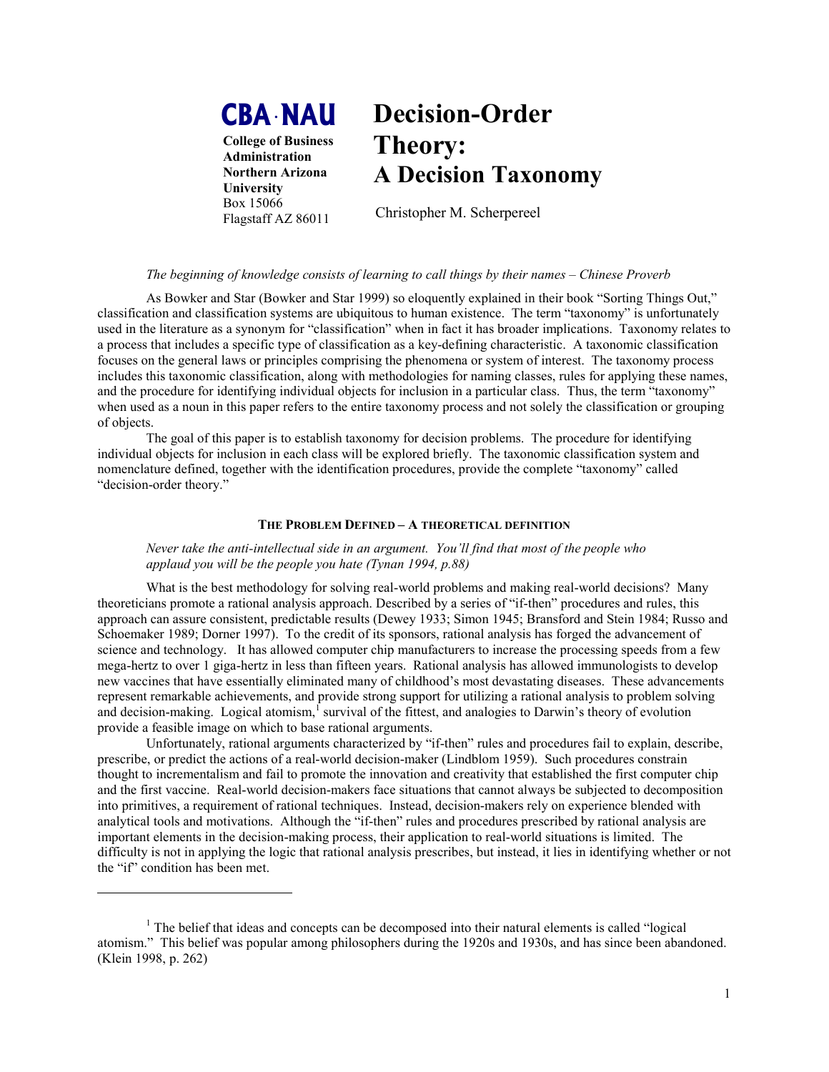**CBA · NAU**

**College of Business Administration Northern Arizona University**
Box 15066
Flagstaff AZ 86011

# Decision-Order Theory: A Decision Taxonomy

Christopher M. Scherpereel

*The beginning of knowledge consists of learning to call things by their names – Chinese Proverb*

As Bowker and Star (Bowker and Star 1999) so eloquently explained in their book "Sorting Things Out," classification and classification systems are ubiquitous to human existence. The term "taxonomy" is unfortunately used in the literature as a synonym for "classification" when in fact it has broader implications. Taxonomy relates to a process that includes a specific type of classification as a key-defining characteristic. A taxonomic classification focuses on the general laws or principles comprising the phenomena or system of interest. The taxonomy process includes this taxonomic classification, along with methodologies for naming classes, rules for applying these names, and the procedure for identifying individual objects for inclusion in a particular class. Thus, the term "taxonomy" when used as a noun in this paper refers to the entire taxonomy process and not solely the classification or grouping of objects.

The goal of this paper is to establish taxonomy for decision problems. The procedure for identifying individual objects for inclusion in each class will be explored briefly. The taxonomic classification system and nomenclature defined, together with the identification procedures, provide the complete "taxonomy" called "decision-order theory."

## THE PROBLEM DEFINED – A THEORETICAL DEFINITION

*Never take the anti-intellectual side in an argument. You'll find that most of the people who applaud you will be the people you hate (Tynan 1994, p.88)*

What is the best methodology for solving real-world problems and making real-world decisions? Many theoreticians promote a rational analysis approach. Described by a series of "if-then" procedures and rules, this approach can assure consistent, predictable results (Dewey 1933; Simon 1945; Bransford and Stein 1984; Russo and Schoemaker 1989; Dorner 1997). To the credit of its sponsors, rational analysis has forged the advancement of science and technology. It has allowed computer chip manufacturers to increase the processing speeds from a few mega-hertz to over 1 giga-hertz in less than fifteen years. Rational analysis has allowed immunologists to develop new vaccines that have essentially eliminated many of childhood's most devastating diseases. These advancements represent remarkable achievements, and provide strong support for utilizing a rational analysis to problem solving and decision-making. Logical atomism,[1] survival of the fittest, and analogies to Darwin's theory of evolution provide a feasible image on which to base rational arguments.

Unfortunately, rational arguments characterized by "if-then" rules and procedures fail to explain, describe, prescribe, or predict the actions of a real-world decision-maker (Lindblom 1959). Such procedures constrain thought to incrementalism and fail to promote the innovation and creativity that established the first computer chip and the first vaccine. Real-world decision-makers face situations that cannot always be subjected to decomposition into primitives, a requirement of rational techniques. Instead, decision-makers rely on experience blended with analytical tools and motivations. Although the "if-then" rules and procedures prescribed by rational analysis are important elements in the decision-making process, their application to real-world situations is limited. The difficulty is not in applying the logic that rational analysis prescribes, but instead, it lies in identifying whether or not the "if" condition has been met.

---

[1] The belief that ideas and concepts can be decomposed into their natural elements is called "logical atomism." This belief was popular among philosophers during the 1920s and 1930s, and has since been abandoned. (Klein 1998, p. 262)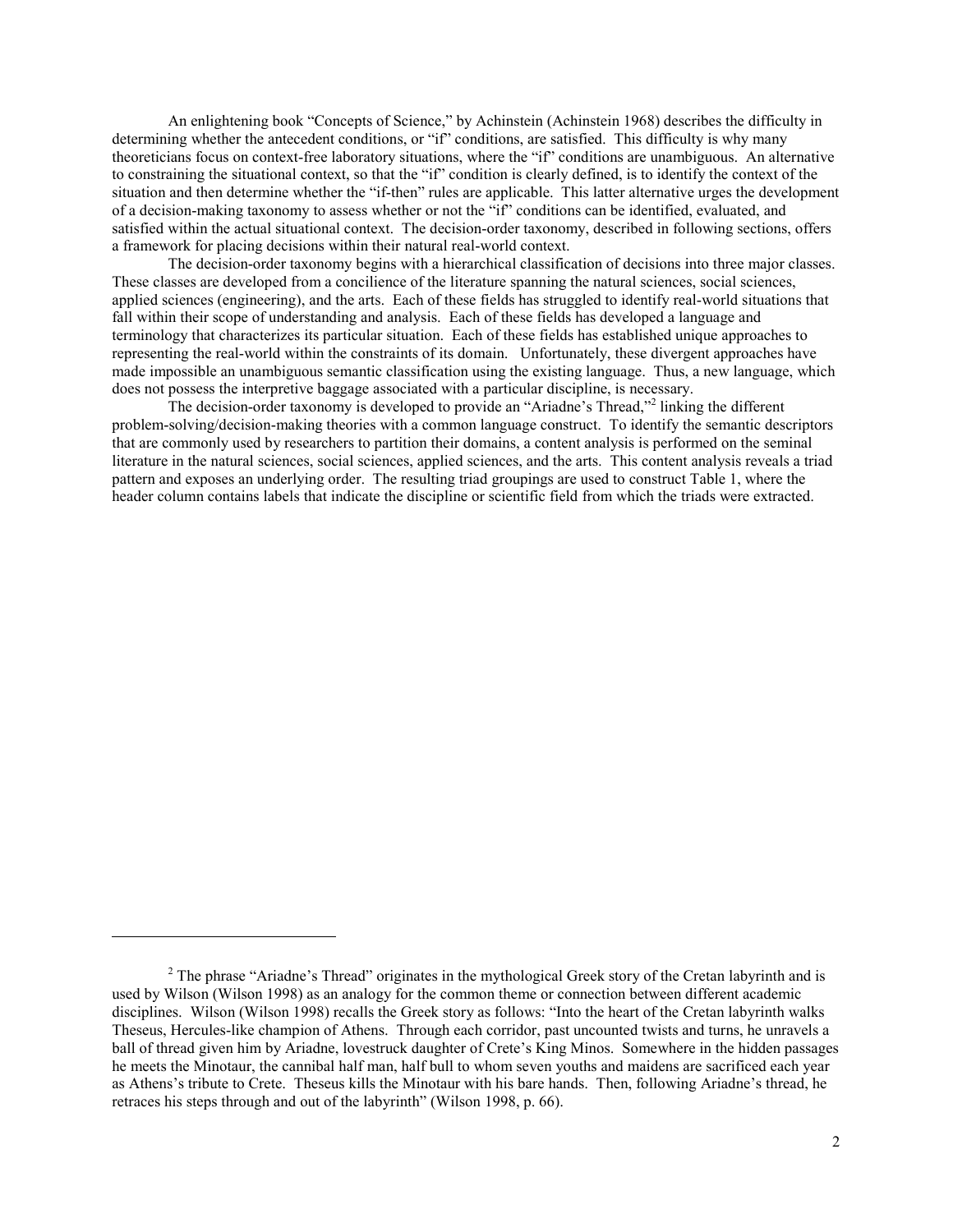An enlightening book "Concepts of Science," by Achinstein (Achinstein 1968) describes the difficulty in determining whether the antecedent conditions, or "if" conditions, are satisfied. This difficulty is why many theoreticians focus on context-free laboratory situations, where the "if" conditions are unambiguous. An alternative to constraining the situational context, so that the "if" condition is clearly defined, is to identify the context of the situation and then determine whether the "if-then" rules are applicable. This latter alternative urges the development of a decision-making taxonomy to assess whether or not the "if" conditions can be identified, evaluated, and satisfied within the actual situational context. The decision-order taxonomy, described in following sections, offers a framework for placing decisions within their natural real-world context.

The decision-order taxonomy begins with a hierarchical classification of decisions into three major classes. These classes are developed from a concilience of the literature spanning the natural sciences, social sciences, applied sciences (engineering), and the arts. Each of these fields has struggled to identify real-world situations that fall within their scope of understanding and analysis. Each of these fields has developed a language and terminology that characterizes its particular situation. Each of these fields has established unique approaches to representing the real-world within the constraints of its domain. Unfortunately, these divergent approaches have made impossible an unambiguous semantic classification using the existing language. Thus, a new language, which does not possess the interpretive baggage associated with a particular discipline, is necessary.

The decision-order taxonomy is developed to provide an "Ariadne's Thread,"[2] linking the different problem-solving/decision-making theories with a common language construct. To identify the semantic descriptors that are commonly used by researchers to partition their domains, a content analysis is performed on the seminal literature in the natural sciences, social sciences, applied sciences, and the arts. This content analysis reveals a triad pattern and exposes an underlying order. The resulting triad groupings are used to construct Table 1, where the header column contains labels that indicate the discipline or scientific field from which the triads were extracted.

---

[2] The phrase "Ariadne's Thread" originates in the mythological Greek story of the Cretan labyrinth and is used by Wilson (Wilson 1998) as an analogy for the common theme or connection between different academic disciplines. Wilson (Wilson 1998) recalls the Greek story as follows: "Into the heart of the Cretan labyrinth walks Theseus, Hercules-like champion of Athens. Through each corridor, past uncounted twists and turns, he unravels a ball of thread given him by Ariadne, lovestruck daughter of Crete's King Minos. Somewhere in the hidden passages he meets the Minotaur, the cannibal half man, half bull to whom seven youths and maidens are sacrificed each year as Athens's tribute to Crete. Theseus kills the Minotaur with his bare hands. Then, following Ariadne's thread, he retraces his steps through and out of the labyrinth" (Wilson 1998, p. 66).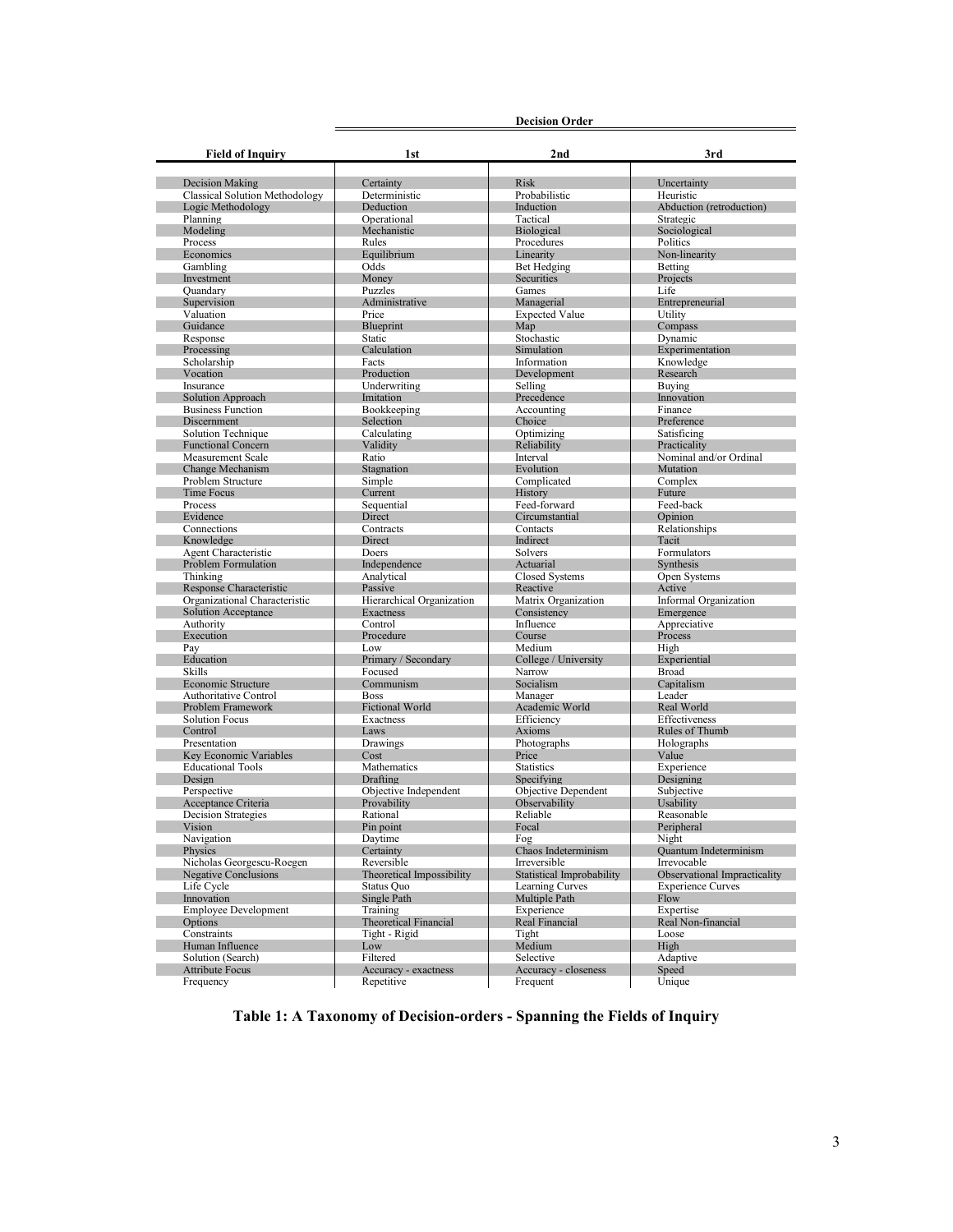| | Decision Order | | |
|---|---|---|---|
| **Field of Inquiry** | **1st** | **2nd** | **3rd** |
| Decision Making | Certainty | Risk | Uncertainty |
| Classical Solution Methodology | Deterministic | Probabilistic | Heuristic |
| Logic Methodology | Deduction | Induction | Abduction (retroduction) |
| Planning | Operational | Tactical | Strategic |
| Modeling | Mechanistic | Biological | Sociological |
| Process | Rules | Procedures | Politics |
| Economics | Equilibrium | Linearity | Non-linearity |
| Gambling | Odds | Bet Hedging | Betting |
| Investment | Money | Securities | Projects |
| Quandary | Puzzles | Games | Life |
| Supervision | Administrative | Managerial | Entrepreneurial |
| Valuation | Price | Expected Value | Utility |
| Guidance | Blueprint | Map | Compass |
| Response | Static | Stochastic | Dynamic |
| Processing | Calculation | Simulation | Experimentation |
| Scholarship | Facts | Information | Knowledge |
| Vocation | Production | Development | Research |
| Insurance | Underwriting | Selling | Buying |
| Solution Approach | Imitation | Precedence | Innovation |
| Business Function | Bookkeeping | Accounting | Finance |
| Discernment | Selection | Choice | Preference |
| Solution Technique | Calculating | Optimizing | Satisficing |
| Functional Concern | Validity | Reliability | Practicality |
| Measurement Scale | Ratio | Interval | Nominal and/or Ordinal |
| Change Mechanism | Stagnation | Evolution | Mutation |
| Problem Structure | Simple | Complicated | Complex |
| Time Focus | Current | History | Future |
| Process | Sequential | Feed-forward | Feed-back |
| Evidence | Direct | Circumstantial | Opinion |
| Connections | Contracts | Contacts | Relationships |
| Knowledge | Direct | Indirect | Tacit |
| Agent Characteristic | Doers | Solvers | Formulators |
| Problem Formulation | Independence | Actuarial | Synthesis |
| Thinking | Analytical | Closed Systems | Open Systems |
| Response Characteristic | Passive | Reactive | Active |
| Organizational Characteristic | Hierarchical Organization | Matrix Organization | Informal Organization |
| Solution Acceptance | Exactness | Consistency | Emergence |
| Authority | Control | Influence | Appreciative |
| Execution | Procedure | Course | Process |
| Pay | Low | Medium | High |
| Education | Primary / Secondary | College / University | Experiential |
| Skills | Focused | Narrow | Broad |
| Economic Structure | Communism | Socialism | Capitalism |
| Authoritative Control | Boss | Manager | Leader |
| Problem Framework | Fictional World | Academic World | Real World |
| Solution Focus | Exactness | Efficiency | Effectiveness |
| Control | Laws | Axioms | Rules of Thumb |
| Presentation | Drawings | Photographs | Holographs |
| Key Economic Variables | Cost | Price | Value |
| Educational Tools | Mathematics | Statistics | Experience |
| Design | Drafting | Specifying | Designing |
| Perspective | Objective Independent | Objective Dependent | Subjective |
| Acceptance Criteria | Provability | Observability | Usability |
| Decision Strategies | Rational | Reliable | Reasonable |
| Vision | Pin point | Focal | Peripheral |
| Navigation | Daytime | Fog | Night |
| Physics | Certainty | Chaos Indeterminism | Quantum Indeterminism |
| Nicholas Georgescu-Roegen | Reversible | Irreversible | Irrevocable |
| Negative Conclusions | Theoretical Impossibility | Statistical Improbability | Observational Impracticality |
| Life Cycle | Status Quo | Learning Curves | Experience Curves |
| Innovation | Single Path | Multiple Path | Flow |
| Employee Development | Training | Experience | Expertise |
| Options | Theoretical Financial | Real Financial | Real Non-financial |
| Constraints | Tight - Rigid | Tight | Loose |
| Human Influence | Low | Medium | High |
| Solution (Search) | Filtered | Selective | Adaptive |
| Attribute Focus | Accuracy - exactness | Accuracy - closeness | Speed |
| Frequency | Repetitive | Frequent | Unique |

**Table 1: A Taxonomy of Decision-orders - Spanning the Fields of Inquiry**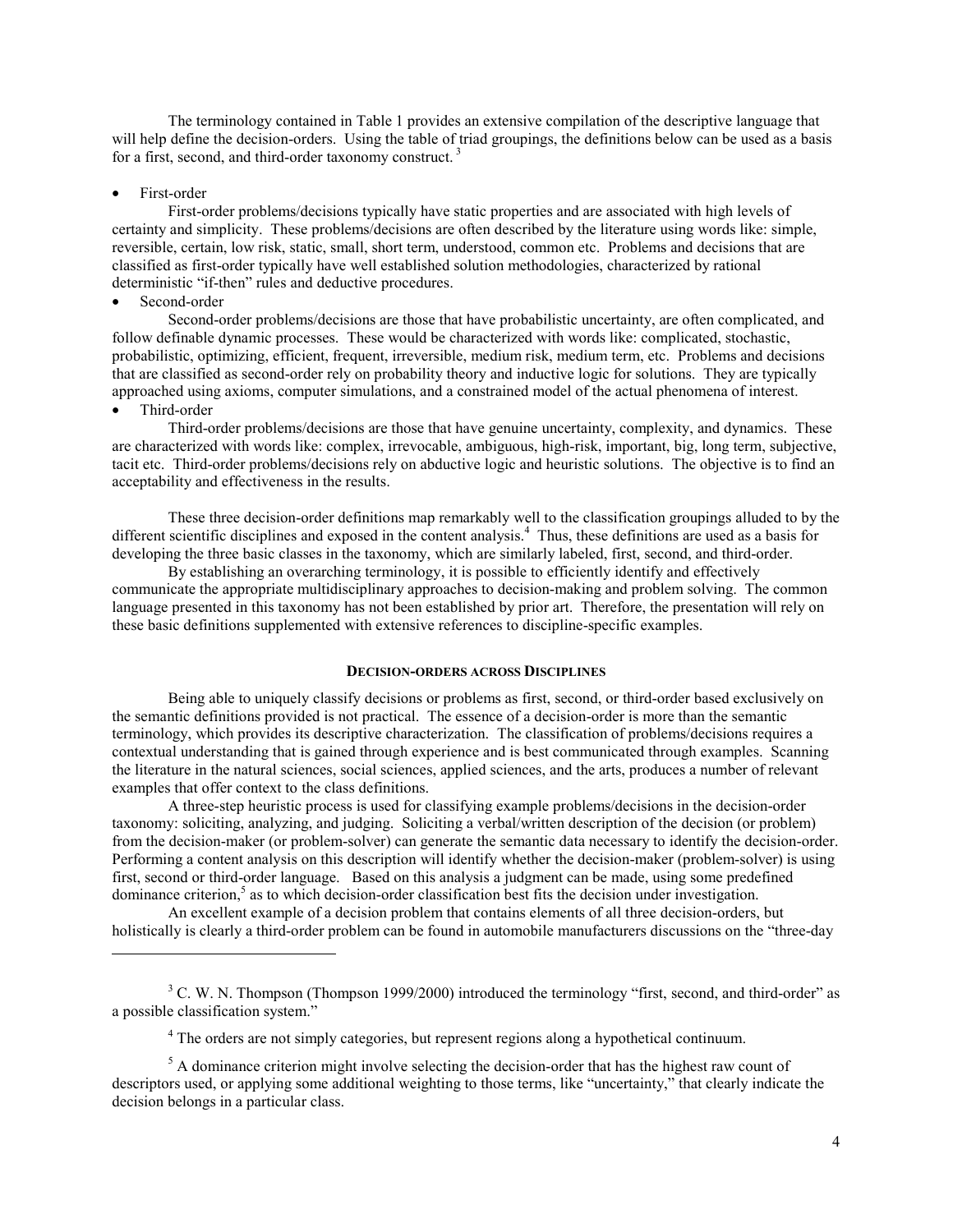The terminology contained in Table 1 provides an extensive compilation of the descriptive language that will help define the decision-orders. Using the table of triad groupings, the definitions below can be used as a basis for a first, second, and third-order taxonomy construct. [3]

- First-order

  First-order problems/decisions typically have static properties and are associated with high levels of certainty and simplicity. These problems/decisions are often described by the literature using words like: simple, reversible, certain, low risk, static, small, short term, understood, common etc. Problems and decisions that are classified as first-order typically have well established solution methodologies, characterized by rational deterministic "if-then" rules and deductive procedures.

- Second-order

  Second-order problems/decisions are those that have probabilistic uncertainty, are often complicated, and follow definable dynamic processes. These would be characterized with words like: complicated, stochastic, probabilistic, optimizing, efficient, frequent, irreversible, medium risk, medium term, etc. Problems and decisions that are classified as second-order rely on probability theory and inductive logic for solutions. They are typically approached using axioms, computer simulations, and a constrained model of the actual phenomena of interest.

- Third-order

  Third-order problems/decisions are those that have genuine uncertainty, complexity, and dynamics. These are characterized with words like: complex, irrevocable, ambiguous, high-risk, important, big, long term, subjective, tacit etc. Third-order problems/decisions rely on abductive logic and heuristic solutions. The objective is to find an acceptability and effectiveness in the results.

These three decision-order definitions map remarkably well to the classification groupings alluded to by the different scientific disciplines and exposed in the content analysis.[4] Thus, these definitions are used as a basis for developing the three basic classes in the taxonomy, which are similarly labeled, first, second, and third-order.

By establishing an overarching terminology, it is possible to efficiently identify and effectively communicate the appropriate multidisciplinary approaches to decision-making and problem solving. The common language presented in this taxonomy has not been established by prior art. Therefore, the presentation will rely on these basic definitions supplemented with extensive references to discipline-specific examples.

## DECISION-ORDERS ACROSS DISCIPLINES

Being able to uniquely classify decisions or problems as first, second, or third-order based exclusively on the semantic definitions provided is not practical. The essence of a decision-order is more than the semantic terminology, which provides its descriptive characterization. The classification of problems/decisions requires a contextual understanding that is gained through experience and is best communicated through examples. Scanning the literature in the natural sciences, social sciences, applied sciences, and the arts, produces a number of relevant examples that offer context to the class definitions.

A three-step heuristic process is used for classifying example problems/decisions in the decision-order taxonomy: soliciting, analyzing, and judging. Soliciting a verbal/written description of the decision (or problem) from the decision-maker (or problem-solver) can generate the semantic data necessary to identify the decision-order. Performing a content analysis on this description will identify whether the decision-maker (problem-solver) is using first, second or third-order language. Based on this analysis a judgment can be made, using some predefined dominance criterion,[5] as to which decision-order classification best fits the decision under investigation.

An excellent example of a decision problem that contains elements of all three decision-orders, but holistically is clearly a third-order problem can be found in automobile manufacturers discussions on the "three-day

---

[3] C. W. N. Thompson (Thompson 1999/2000) introduced the terminology "first, second, and third-order" as a possible classification system."

[4] The orders are not simply categories, but represent regions along a hypothetical continuum.

[5] A dominance criterion might involve selecting the decision-order that has the highest raw count of descriptors used, or applying some additional weighting to those terms, like "uncertainty," that clearly indicate the decision belongs in a particular class.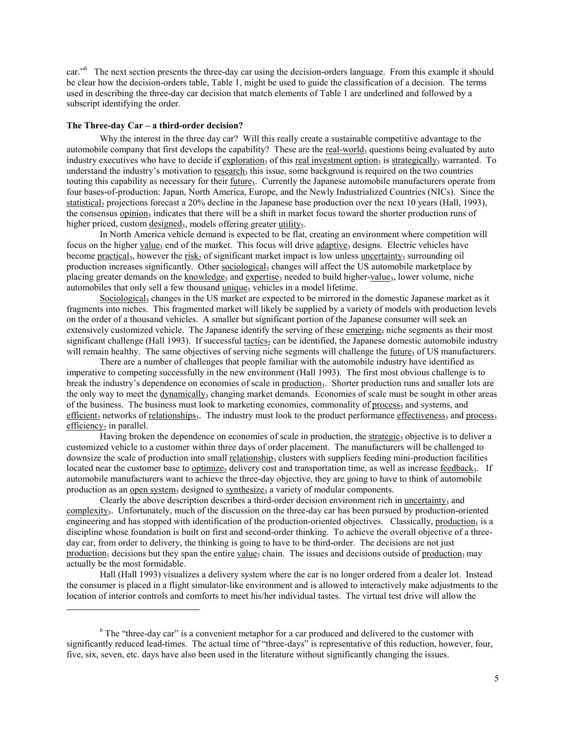car."[6] The next section presents the three-day car using the decision-orders language. From this example it should be clear how the decision-orders table, Table 1, might be used to guide the classification of a decision. The terms used in describing the three-day car decision that match elements of Table 1 are underlined and followed by a subscript identifying the order.

**The Three-day Car – a third-order decision?**

Why the interest in the three day car? Will this really create a sustainable competitive advantage to the automobile company that first develops the capability? These are the real-world$_3$ questions being evaluated by auto industry executives who have to decide if exploration$_3$ of this real investment option$_3$ is strategically$_3$ warranted. To understand the industry's motivation to research$_3$ this issue, some background is required on the two countries touting this capability as necessary for their future$_3$. Currently the Japanese automobile manufacturers operate from four bases-of-production: Japan, North America, Europe, and the Newly Industrialized Countries (NICs). Since the statistical$_2$ projections forecast a 20% decline in the Japanese base production over the next 10 years (Hall, 1993), the consensus opinion$_3$ indicates that there will be a shift in market focus toward the shorter production runs of higher priced, custom designed$_3$, models offering greater utility$_3$.

In North America vehicle demand is expected to be flat, creating an environment where competition will focus on the higher value$_3$ end of the market. This focus will drive adaptive$_3$ designs. Electric vehicles have become practical$_3$, however the risk$_2$ of significant market impact is low unless uncertainty$_3$ surrounding oil production increases significantly. Other sociological$_3$ changes will affect the US automobile marketplace by placing greater demands on the knowledge$_3$ and expertise$_3$ needed to build higher-value$_3$, lower volume, niche automobiles that only sell a few thousand unique$_3$ vehicles in a model lifetime.

Sociological$_3$ changes in the US market are expected to be mirrored in the domestic Japanese market as it fragments into niches. This fragmented market will likely be supplied by a variety of models with production levels on the order of a thousand vehicles. A smaller but significant portion of the Japanese consumer will seek an extensively customized vehicle. The Japanese identify the serving of these emerging$_3$ niche segments as their most significant challenge (Hall 1993). If successful tactics$_2$ can be identified, the Japanese domestic automobile industry will remain healthy. The same objectives of serving niche segments will challenge the future$_3$ of US manufacturers.

There are a number of challenges that people familiar with the automobile industry have identified as imperative to competing successfully in the new environment (Hall 1993). The first most obvious challenge is to break the industry's dependence on economies of scale in production$_1$. Shorter production runs and smaller lots are the only way to meet the dynamically$_3$ changing market demands. Economies of scale must be sought in other areas of the business. The business must look to marketing economies, commonality of process$_3$ and systems, and efficient$_2$ networks of relationships$_3$. The industry must look to the product performance effectiveness$_3$ and process$_3$ efficiency$_2$ in parallel.

Having broken the dependence on economies of scale in production, the strategic$_3$ objective is to deliver a customized vehicle to a customer within three days of order placement. The manufacturers will be challenged to downsize the scale of production into small relationship$_3$ clusters with suppliers feeding mini-production facilities located near the customer base to optimize$_2$ delivery cost and transportation time, as well as increase feedback$_3$. If automobile manufacturers want to achieve the three-day objective, they are going to have to think of automobile production as an open system$_3$ designed to synthesize$_3$ a variety of modular components.

Clearly the above description describes a third-order decision environment rich in uncertainty$_3$ and complexity$_3$. Unfortunately, much of the discussion on the three-day car has been pursued by production-oriented engineering and has stopped with identification of the production-oriented objectives. Classically, production$_1$ is a discipline whose foundation is built on first and second-order thinking. To achieve the overall objective of a three-day car, from order to delivery, the thinking is going to have to be third-order. The decisions are not just production$_1$ decisions but they span the entire value$_3$ chain. The issues and decisions outside of production$_1$ may actually be the most formidable.

Hall (Hall 1993) visualizes a delivery system where the car is no longer ordered from a dealer lot. Instead the consumer is placed in a flight simulator-like environment and is allowed to interactively make adjustments to the location of interior controls and comforts to meet his/her individual tastes. The virtual test drive will allow the

---

[6] The "three-day car" is a convenient metaphor for a car produced and delivered to the customer with significantly reduced lead-times. The actual time of "three-days" is representative of this reduction, however, four, five, six, seven, etc. days have also been used in the literature without significantly changing the issues.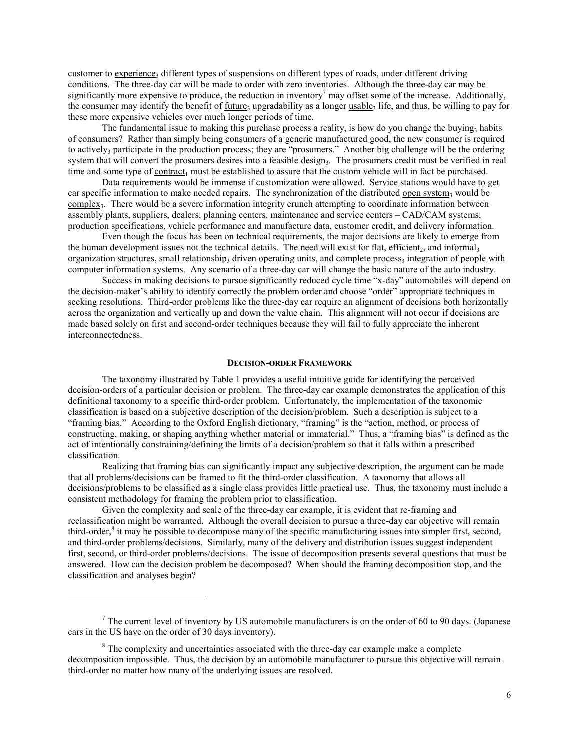customer to <u>experience</u>$_3$ different types of suspensions on different types of roads, under different driving conditions. The three-day car will be made to order with zero inventories. Although the three-day car may be significantly more expensive to produce, the reduction in inventory[7] may offset some of the increase. Additionally, the consumer may identify the benefit of <u>future</u>$_3$ upgradability as a longer <u>usable</u>$_3$ life, and thus, be willing to pay for these more expensive vehicles over much longer periods of time.

The fundamental issue to making this purchase process a reality, is how do you change the <u>buying</u>$_3$ habits of consumers? Rather than simply being consumers of a generic manufactured good, the new consumer is required to <u>actively</u>$_3$ participate in the production process; they are "prosumers." Another big challenge will be the ordering system that will convert the prosumers desires into a feasible <u>design</u>$_3$. The prosumers credit must be verified in real time and some type of <u>contract</u>$_1$ must be established to assure that the custom vehicle will in fact be purchased.

Data requirements would be immense if customization were allowed. Service stations would have to get car specific information to make needed repairs. The synchronization of the distributed <u>open system</u>$_3$ would be <u>complex</u>$_3$. There would be a severe information integrity crunch attempting to coordinate information between assembly plants, suppliers, dealers, planning centers, maintenance and service centers – CAD/CAM systems, production specifications, vehicle performance and manufacture data, customer credit, and delivery information.

Even though the focus has been on technical requirements, the major decisions are likely to emerge from the human development issues not the technical details. The need will exist for flat, <u>efficient</u>$_2$, and <u>informal</u>$_3$ organization structures, small <u>relationship</u>$_3$ driven operating units, and complete <u>process</u>$_3$ integration of people with computer information systems. Any scenario of a three-day car will change the basic nature of the auto industry.

Success in making decisions to pursue significantly reduced cycle time "x-day" automobiles will depend on the decision-maker's ability to identify correctly the problem order and choose "order" appropriate techniques in seeking resolutions. Third-order problems like the three-day car require an alignment of decisions both horizontally across the organization and vertically up and down the value chain. This alignment will not occur if decisions are made based solely on first and second-order techniques because they will fail to fully appreciate the inherent interconnectedness.

## DECISION-ORDER FRAMEWORK

The taxonomy illustrated by Table 1 provides a useful intuitive guide for identifying the perceived decision-orders of a particular decision or problem. The three-day car example demonstrates the application of this definitional taxonomy to a specific third-order problem. Unfortunately, the implementation of the taxonomic classification is based on a subjective description of the decision/problem. Such a description is subject to a "framing bias." According to the Oxford English dictionary, "framing" is the "action, method, or process of constructing, making, or shaping anything whether material or immaterial." Thus, a "framing bias" is defined as the act of intentionally constraining/defining the limits of a decision/problem so that it falls within a prescribed classification.

Realizing that framing bias can significantly impact any subjective description, the argument can be made that all problems/decisions can be framed to fit the third-order classification. A taxonomy that allows all decisions/problems to be classified as a single class provides little practical use. Thus, the taxonomy must include a consistent methodology for framing the problem prior to classification.

Given the complexity and scale of the three-day car example, it is evident that re-framing and reclassification might be warranted. Although the overall decision to pursue a three-day car objective will remain third-order,[8] it may be possible to decompose many of the specific manufacturing issues into simpler first, second, and third-order problems/decisions. Similarly, many of the delivery and distribution issues suggest independent first, second, or third-order problems/decisions. The issue of decomposition presents several questions that must be answered. How can the decision problem be decomposed? When should the framing decomposition stop, and the classification and analyses begin?

---

[7] The current level of inventory by US automobile manufacturers is on the order of 60 to 90 days. (Japanese cars in the US have on the order of 30 days inventory).

[8] The complexity and uncertainties associated with the three-day car example make a complete decomposition impossible. Thus, the decision by an automobile manufacturer to pursue this objective will remain third-order no matter how many of the underlying issues are resolved.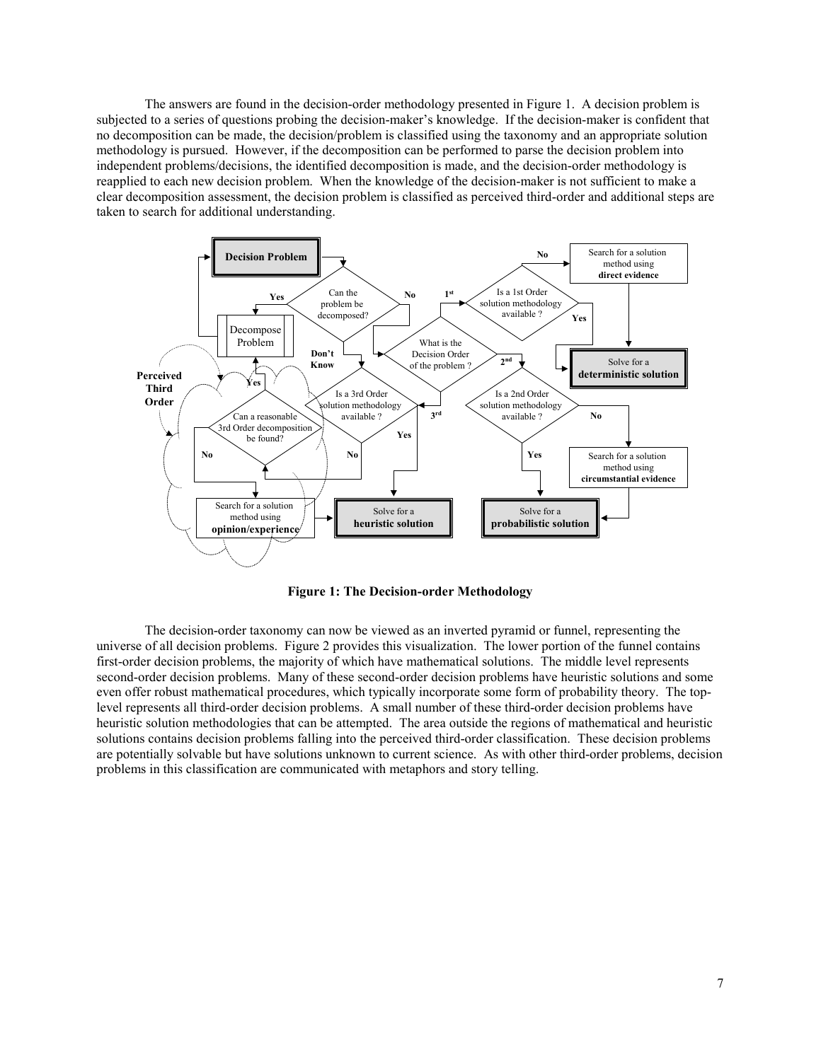The answers are found in the decision-order methodology presented in Figure 1. A decision problem is subjected to a series of questions probing the decision-maker's knowledge. If the decision-maker is confident that no decomposition can be made, the decision/problem is classified using the taxonomy and an appropriate solution methodology is pursued. However, if the decomposition can be performed to parse the decision problem into independent problems/decisions, the identified decomposition is made, and the decision-order methodology is reapplied to each new decision problem. When the knowledge of the decision-maker is not sufficient to make a clear decomposition assessment, the decision problem is classified as perceived third-order and additional steps are taken to search for additional understanding.

**Figure 1: The Decision-order Methodology**

The decision-order taxonomy can now be viewed as an inverted pyramid or funnel, representing the universe of all decision problems. Figure 2 provides this visualization. The lower portion of the funnel contains first-order decision problems, the majority of which have mathematical solutions. The middle level represents second-order decision problems. Many of these second-order decision problems have heuristic solutions and some even offer robust mathematical procedures, which typically incorporate some form of probability theory. The top-level represents all third-order decision problems. A small number of these third-order decision problems have heuristic solution methodologies that can be attempted. The area outside the regions of mathematical and heuristic solutions contains decision problems falling into the perceived third-order classification. These decision problems are potentially solvable but have solutions unknown to current science. As with other third-order problems, decision problems in this classification are communicated with metaphors and story telling.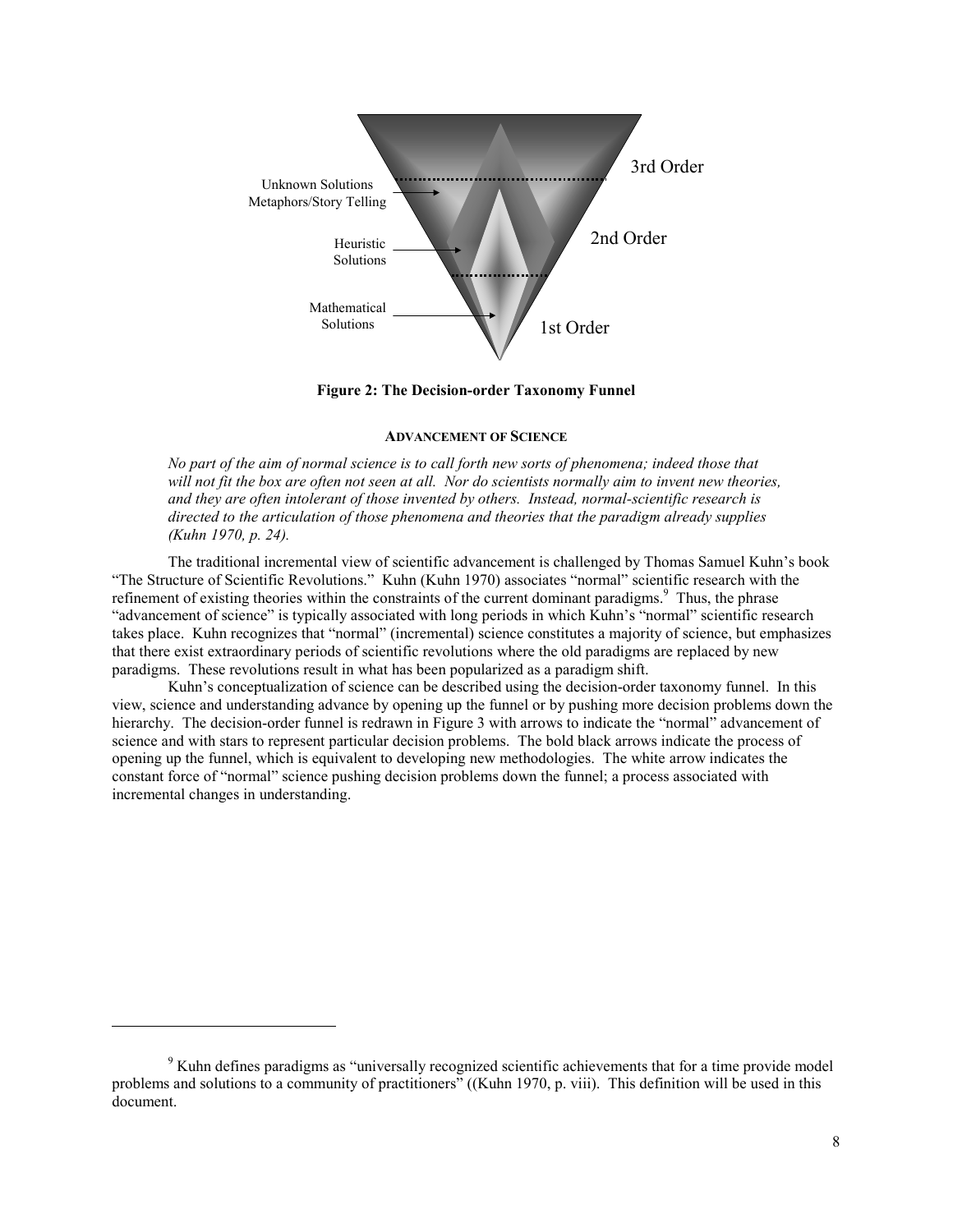Unknown Solutions
Metaphors/Story Telling

Heuristic
Solutions

Mathematical
Solutions

3rd Order

2nd Order

1st Order

**Figure 2: The Decision-order Taxonomy Funnel**

### ADVANCEMENT OF SCIENCE

*No part of the aim of normal science is to call forth new sorts of phenomena; indeed those that will not fit the box are often not seen at all. Nor do scientists normally aim to invent new theories, and they are often intolerant of those invented by others. Instead, normal-scientific research is directed to the articulation of those phenomena and theories that the paradigm already supplies (Kuhn 1970, p. 24).*

The traditional incremental view of scientific advancement is challenged by Thomas Samuel Kuhn's book "The Structure of Scientific Revolutions." Kuhn (Kuhn 1970) associates "normal" scientific research with the refinement of existing theories within the constraints of the current dominant paradigms.[9] Thus, the phrase "advancement of science" is typically associated with long periods in which Kuhn's "normal" scientific research takes place. Kuhn recognizes that "normal" (incremental) science constitutes a majority of science, but emphasizes that there exist extraordinary periods of scientific revolutions where the old paradigms are replaced by new paradigms. These revolutions result in what has been popularized as a paradigm shift.

Kuhn's conceptualization of science can be described using the decision-order taxonomy funnel. In this view, science and understanding advance by opening up the funnel or by pushing more decision problems down the hierarchy. The decision-order funnel is redrawn in Figure 3 with arrows to indicate the "normal" advancement of science and with stars to represent particular decision problems. The bold black arrows indicate the process of opening up the funnel, which is equivalent to developing new methodologies. The white arrow indicates the constant force of "normal" science pushing decision problems down the funnel; a process associated with incremental changes in understanding.

---

[9] Kuhn defines paradigms as "universally recognized scientific achievements that for a time provide model problems and solutions to a community of practitioners" ((Kuhn 1970, p. viii). This definition will be used in this document.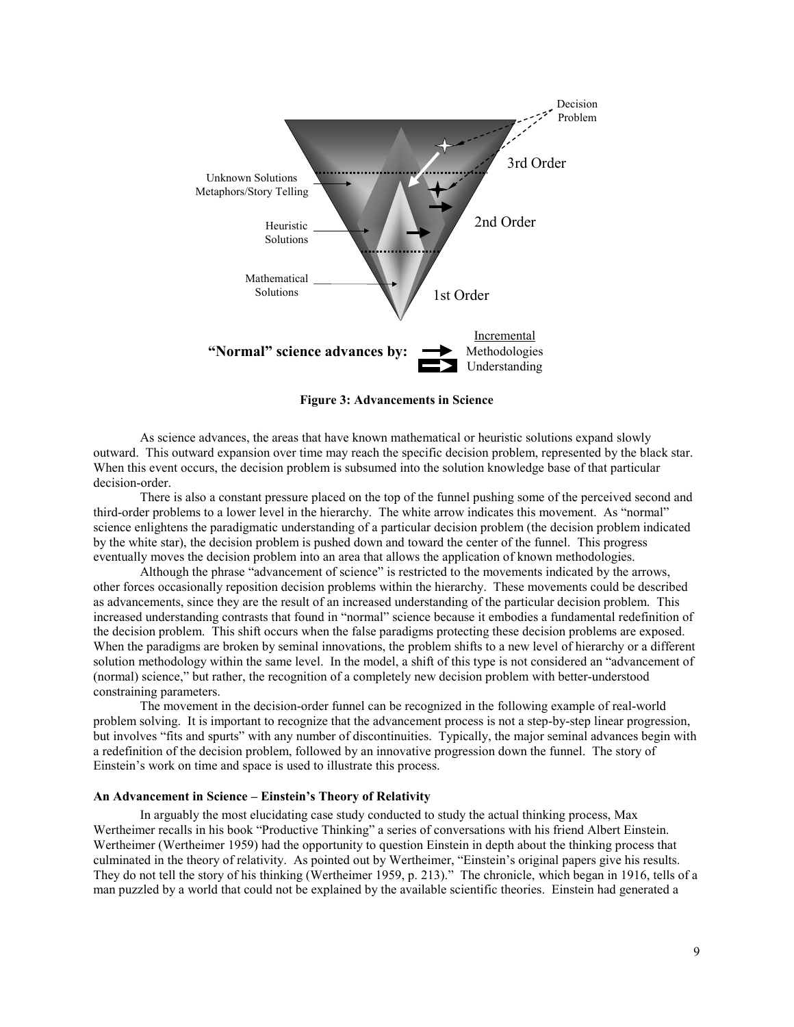**Figure 3: Advancements in Science**

As science advances, the areas that have known mathematical or heuristic solutions expand slowly outward. This outward expansion over time may reach the specific decision problem, represented by the black star. When this event occurs, the decision problem is subsumed into the solution knowledge base of that particular decision-order.

There is also a constant pressure placed on the top of the funnel pushing some of the perceived second and third-order problems to a lower level in the hierarchy. The white arrow indicates this movement. As "normal" science enlightens the paradigmatic understanding of a particular decision problem (the decision problem indicated by the white star), the decision problem is pushed down and toward the center of the funnel. This progress eventually moves the decision problem into an area that allows the application of known methodologies.

Although the phrase "advancement of science" is restricted to the movements indicated by the arrows, other forces occasionally reposition decision problems within the hierarchy. These movements could be described as advancements, since they are the result of an increased understanding of the particular decision problem. This increased understanding contrasts that found in "normal" science because it embodies a fundamental redefinition of the decision problem. This shift occurs when the false paradigms protecting these decision problems are exposed. When the paradigms are broken by seminal innovations, the problem shifts to a new level of hierarchy or a different solution methodology within the same level. In the model, a shift of this type is not considered an "advancement of (normal) science," but rather, the recognition of a completely new decision problem with better-understood constraining parameters.

The movement in the decision-order funnel can be recognized in the following example of real-world problem solving. It is important to recognize that the advancement process is not a step-by-step linear progression, but involves "fits and spurts" with any number of discontinuities. Typically, the major seminal advances begin with a redefinition of the decision problem, followed by an innovative progression down the funnel. The story of Einstein's work on time and space is used to illustrate this process.

### An Advancement in Science – Einstein's Theory of Relativity

In arguably the most elucidating case study conducted to study the actual thinking process, Max Wertheimer recalls in his book "Productive Thinking" a series of conversations with his friend Albert Einstein. Wertheimer (Wertheimer 1959) had the opportunity to question Einstein in depth about the thinking process that culminated in the theory of relativity. As pointed out by Wertheimer, "Einstein's original papers give his results. They do not tell the story of his thinking (Wertheimer 1959, p. 213)." The chronicle, which began in 1916, tells of a man puzzled by a world that could not be explained by the available scientific theories. Einstein had generated a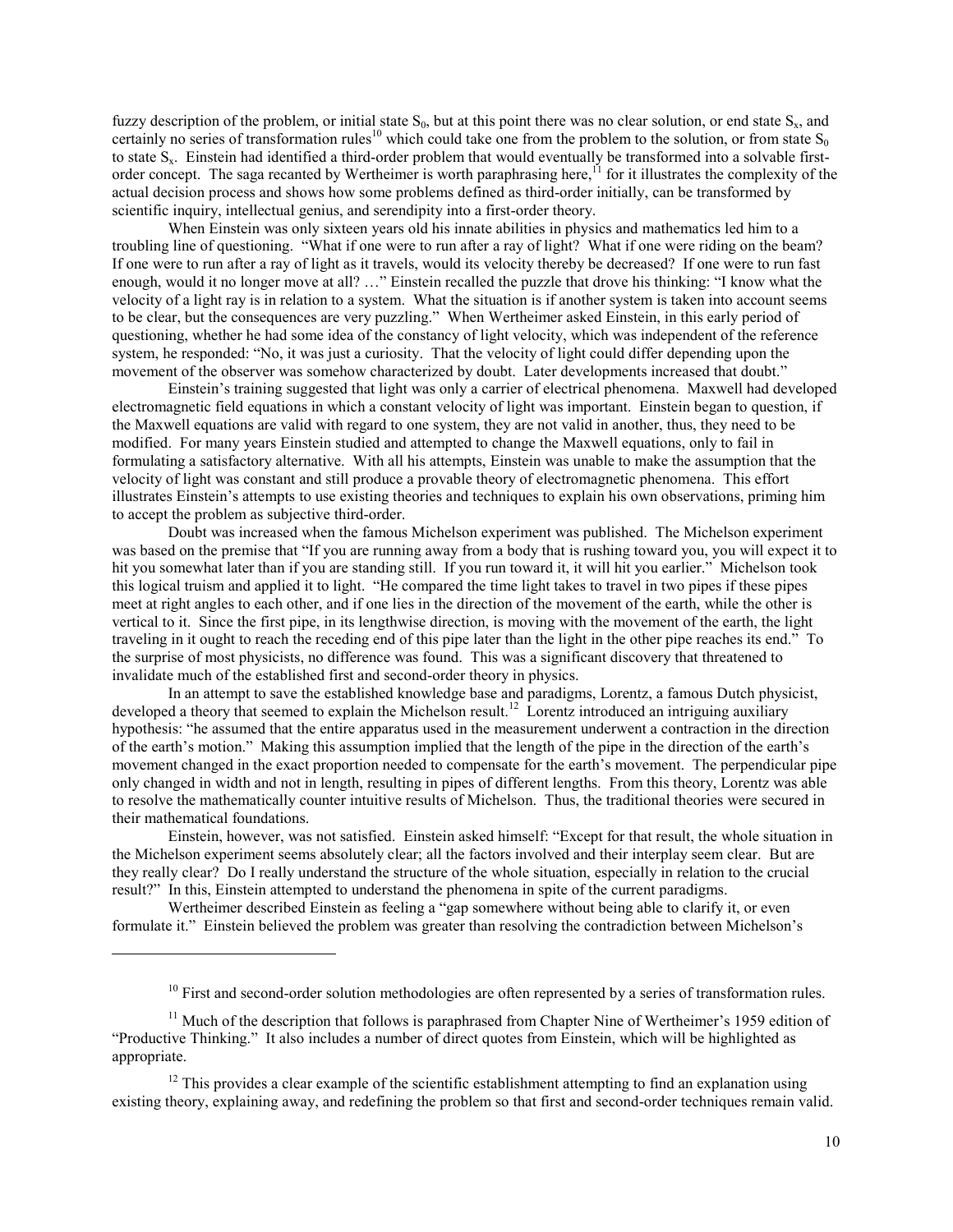fuzzy description of the problem, or initial state $S_0$, but at this point there was no clear solution, or end state $S_x$, and certainly no series of transformation rules[10] which could take one from the problem to the solution, or from state $S_0$ to state $S_x$. Einstein had identified a third-order problem that would eventually be transformed into a solvable first-order concept. The saga recanted by Wertheimer is worth paraphrasing here,[11] for it illustrates the complexity of the actual decision process and shows how some problems defined as third-order initially, can be transformed by scientific inquiry, intellectual genius, and serendipity into a first-order theory.

When Einstein was only sixteen years old his innate abilities in physics and mathematics led him to a troubling line of questioning. "What if one were to run after a ray of light? What if one were riding on the beam? If one were to run after a ray of light as it travels, would its velocity thereby be decreased? If one were to run fast enough, would it no longer move at all? …" Einstein recalled the puzzle that drove his thinking: "I know what the velocity of a light ray is in relation to a system. What the situation is if another system is taken into account seems to be clear, but the consequences are very puzzling." When Wertheimer asked Einstein, in this early period of questioning, whether he had some idea of the constancy of light velocity, which was independent of the reference system, he responded: "No, it was just a curiosity. That the velocity of light could differ depending upon the movement of the observer was somehow characterized by doubt. Later developments increased that doubt."

Einstein's training suggested that light was only a carrier of electrical phenomena. Maxwell had developed electromagnetic field equations in which a constant velocity of light was important. Einstein began to question, if the Maxwell equations are valid with regard to one system, they are not valid in another, thus, they need to be modified. For many years Einstein studied and attempted to change the Maxwell equations, only to fail in formulating a satisfactory alternative. With all his attempts, Einstein was unable to make the assumption that the velocity of light was constant and still produce a provable theory of electromagnetic phenomena. This effort illustrates Einstein's attempts to use existing theories and techniques to explain his own observations, priming him to accept the problem as subjective third-order.

Doubt was increased when the famous Michelson experiment was published. The Michelson experiment was based on the premise that "If you are running away from a body that is rushing toward you, you will expect it to hit you somewhat later than if you are standing still. If you run toward it, it will hit you earlier." Michelson took this logical truism and applied it to light. "He compared the time light takes to travel in two pipes if these pipes meet at right angles to each other, and if one lies in the direction of the movement of the earth, while the other is vertical to it. Since the first pipe, in its lengthwise direction, is moving with the movement of the earth, the light traveling in it ought to reach the receding end of this pipe later than the light in the other pipe reaches its end." To the surprise of most physicists, no difference was found. This was a significant discovery that threatened to invalidate much of the established first and second-order theory in physics.

In an attempt to save the established knowledge base and paradigms, Lorentz, a famous Dutch physicist, developed a theory that seemed to explain the Michelson result.[12] Lorentz introduced an intriguing auxiliary hypothesis: "he assumed that the entire apparatus used in the measurement underwent a contraction in the direction of the earth's motion." Making this assumption implied that the length of the pipe in the direction of the earth's movement changed in the exact proportion needed to compensate for the earth's movement. The perpendicular pipe only changed in width and not in length, resulting in pipes of different lengths. From this theory, Lorentz was able to resolve the mathematically counter intuitive results of Michelson. Thus, the traditional theories were secured in their mathematical foundations.

Einstein, however, was not satisfied. Einstein asked himself: "Except for that result, the whole situation in the Michelson experiment seems absolutely clear; all the factors involved and their interplay seem clear. But are they really clear? Do I really understand the structure of the whole situation, especially in relation to the crucial result?" In this, Einstein attempted to understand the phenomena in spite of the current paradigms.

Wertheimer described Einstein as feeling a "gap somewhere without being able to clarify it, or even formulate it." Einstein believed the problem was greater than resolving the contradiction between Michelson's

---

[10] First and second-order solution methodologies are often represented by a series of transformation rules.

[11] Much of the description that follows is paraphrased from Chapter Nine of Wertheimer's 1959 edition of "Productive Thinking." It also includes a number of direct quotes from Einstein, which will be highlighted as appropriate.

[12] This provides a clear example of the scientific establishment attempting to find an explanation using existing theory, explaining away, and redefining the problem so that first and second-order techniques remain valid.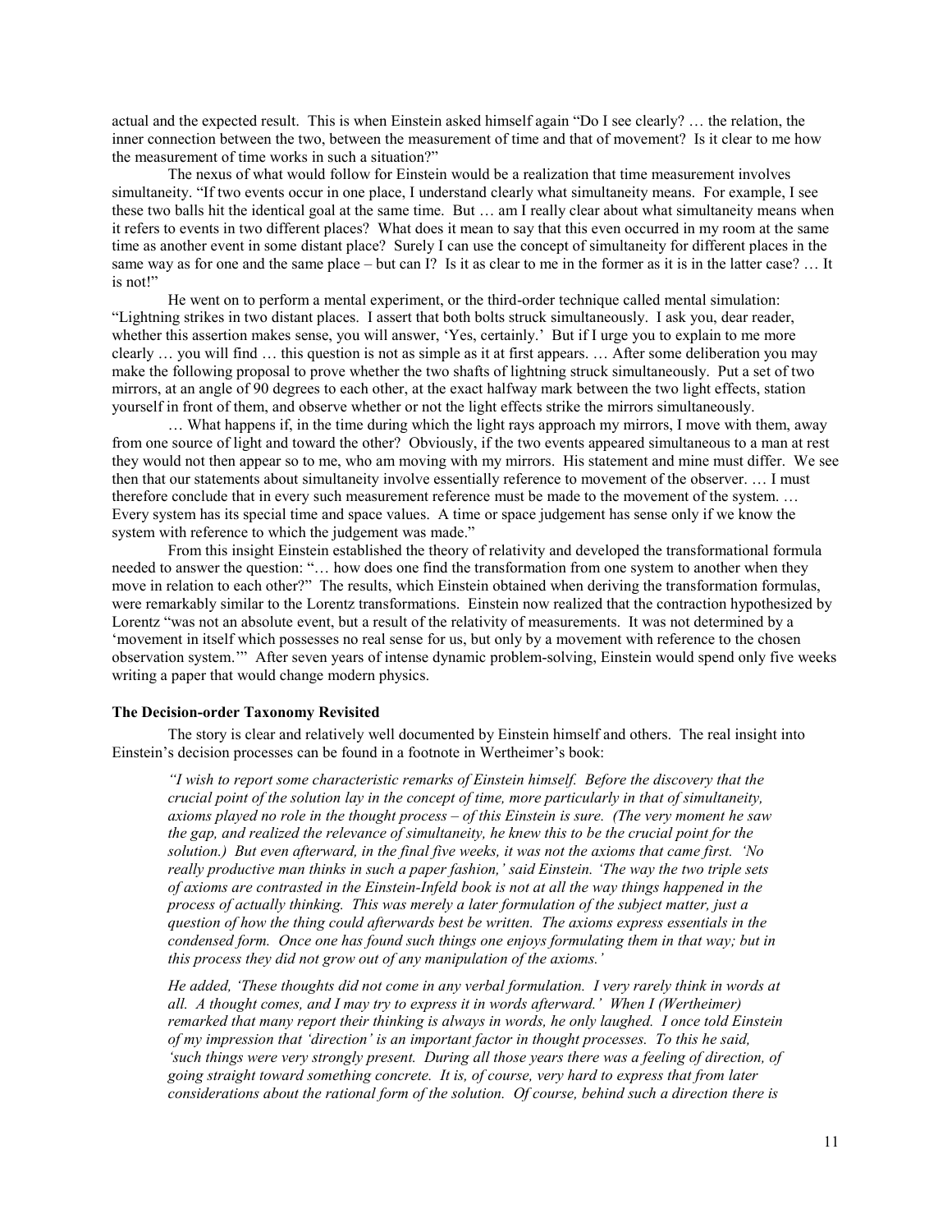actual and the expected result. This is when Einstein asked himself again "Do I see clearly? … the relation, the inner connection between the two, between the measurement of time and that of movement? Is it clear to me how the measurement of time works in such a situation?"

The nexus of what would follow for Einstein would be a realization that time measurement involves simultaneity. "If two events occur in one place, I understand clearly what simultaneity means. For example, I see these two balls hit the identical goal at the same time. But … am I really clear about what simultaneity means when it refers to events in two different places? What does it mean to say that this even occurred in my room at the same time as another event in some distant place? Surely I can use the concept of simultaneity for different places in the same way as for one and the same place – but can I? Is it as clear to me in the former as it is in the latter case? … It is not!"

He went on to perform a mental experiment, or the third-order technique called mental simulation: "Lightning strikes in two distant places. I assert that both bolts struck simultaneously. I ask you, dear reader, whether this assertion makes sense, you will answer, 'Yes, certainly.' But if I urge you to explain to me more clearly … you will find … this question is not as simple as it at first appears. … After some deliberation you may make the following proposal to prove whether the two shafts of lightning struck simultaneously. Put a set of two mirrors, at an angle of 90 degrees to each other, at the exact halfway mark between the two light effects, station yourself in front of them, and observe whether or not the light effects strike the mirrors simultaneously.

… What happens if, in the time during which the light rays approach my mirrors, I move with them, away from one source of light and toward the other? Obviously, if the two events appeared simultaneous to a man at rest they would not then appear so to me, who am moving with my mirrors. His statement and mine must differ. We see then that our statements about simultaneity involve essentially reference to movement of the observer. … I must therefore conclude that in every such measurement reference must be made to the movement of the system. … Every system has its special time and space values. A time or space judgement has sense only if we know the system with reference to which the judgement was made."

From this insight Einstein established the theory of relativity and developed the transformational formula needed to answer the question: "… how does one find the transformation from one system to another when they move in relation to each other?" The results, which Einstein obtained when deriving the transformation formulas, were remarkably similar to the Lorentz transformations. Einstein now realized that the contraction hypothesized by Lorentz "was not an absolute event, but a result of the relativity of measurements. It was not determined by a 'movement in itself which possesses no real sense for us, but only by a movement with reference to the chosen observation system.'" After seven years of intense dynamic problem-solving, Einstein would spend only five weeks writing a paper that would change modern physics.

**The Decision-order Taxonomy Revisited**

The story is clear and relatively well documented by Einstein himself and others. The real insight into Einstein's decision processes can be found in a footnote in Wertheimer's book:

> *"I wish to report some characteristic remarks of Einstein himself. Before the discovery that the crucial point of the solution lay in the concept of time, more particularly in that of simultaneity, axioms played no role in the thought process – of this Einstein is sure. (The very moment he saw the gap, and realized the relevance of simultaneity, he knew this to be the crucial point for the solution.) But even afterward, in the final five weeks, it was not the axioms that came first. 'No really productive man thinks in such a paper fashion,' said Einstein. 'The way the two triple sets of axioms are contrasted in the Einstein-Infeld book is not at all the way things happened in the process of actually thinking. This was merely a later formulation of the subject matter, just a question of how the thing could afterwards best be written. The axioms express essentials in the condensed form. Once one has found such things one enjoys formulating them in that way; but in this process they did not grow out of any manipulation of the axioms.'*
>
> *He added, 'These thoughts did not come in any verbal formulation. I very rarely think in words at all. A thought comes, and I may try to express it in words afterward.' When I (Wertheimer) remarked that many report their thinking is always in words, he only laughed. I once told Einstein of my impression that 'direction' is an important factor in thought processes. To this he said, 'such things were very strongly present. During all those years there was a feeling of direction, of going straight toward something concrete. It is, of course, very hard to express that from later considerations about the rational form of the solution. Of course, behind such a direction there is*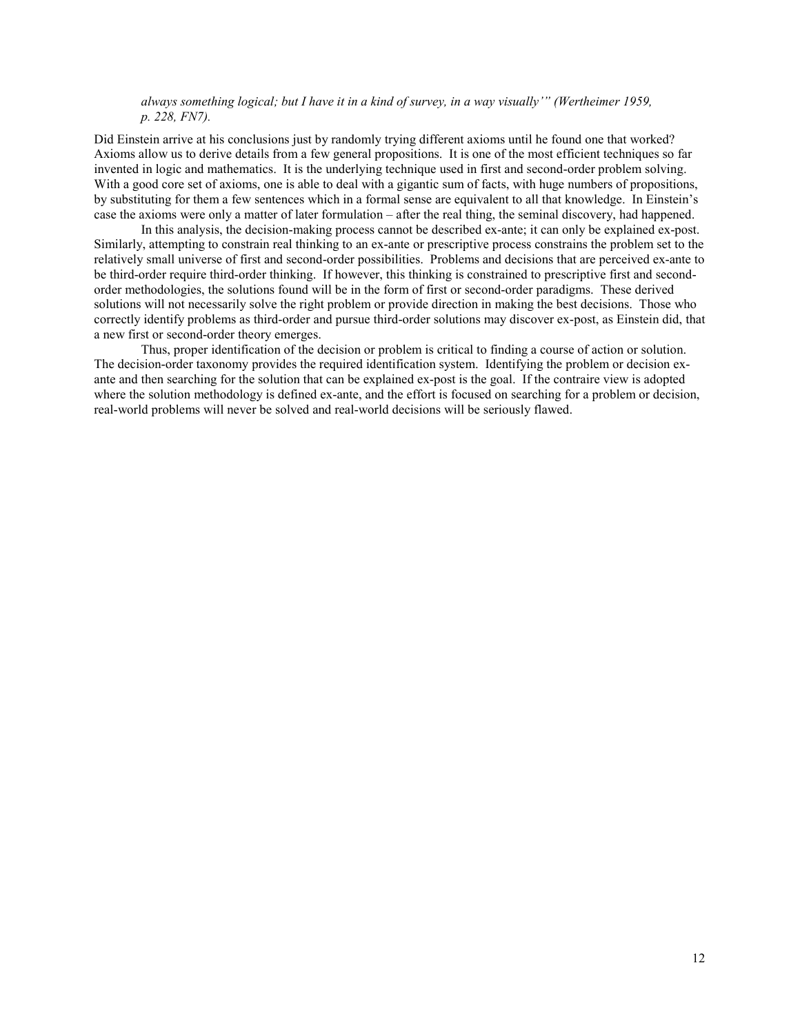*always something logical; but I have it in a kind of survey, in a way visually'" (Wertheimer 1959, p. 228, FN7).*

Did Einstein arrive at his conclusions just by randomly trying different axioms until he found one that worked? Axioms allow us to derive details from a few general propositions. It is one of the most efficient techniques so far invented in logic and mathematics. It is the underlying technique used in first and second-order problem solving. With a good core set of axioms, one is able to deal with a gigantic sum of facts, with huge numbers of propositions, by substituting for them a few sentences which in a formal sense are equivalent to all that knowledge. In Einstein's case the axioms were only a matter of later formulation – after the real thing, the seminal discovery, had happened.

In this analysis, the decision-making process cannot be described ex-ante; it can only be explained ex-post. Similarly, attempting to constrain real thinking to an ex-ante or prescriptive process constrains the problem set to the relatively small universe of first and second-order possibilities. Problems and decisions that are perceived ex-ante to be third-order require third-order thinking. If however, this thinking is constrained to prescriptive first and second-order methodologies, the solutions found will be in the form of first or second-order paradigms. These derived solutions will not necessarily solve the right problem or provide direction in making the best decisions. Those who correctly identify problems as third-order and pursue third-order solutions may discover ex-post, as Einstein did, that a new first or second-order theory emerges.

Thus, proper identification of the decision or problem is critical to finding a course of action or solution. The decision-order taxonomy provides the required identification system. Identifying the problem or decision ex-ante and then searching for the solution that can be explained ex-post is the goal. If the contraire view is adopted where the solution methodology is defined ex-ante, and the effort is focused on searching for a problem or decision, real-world problems will never be solved and real-world decisions will be seriously flawed.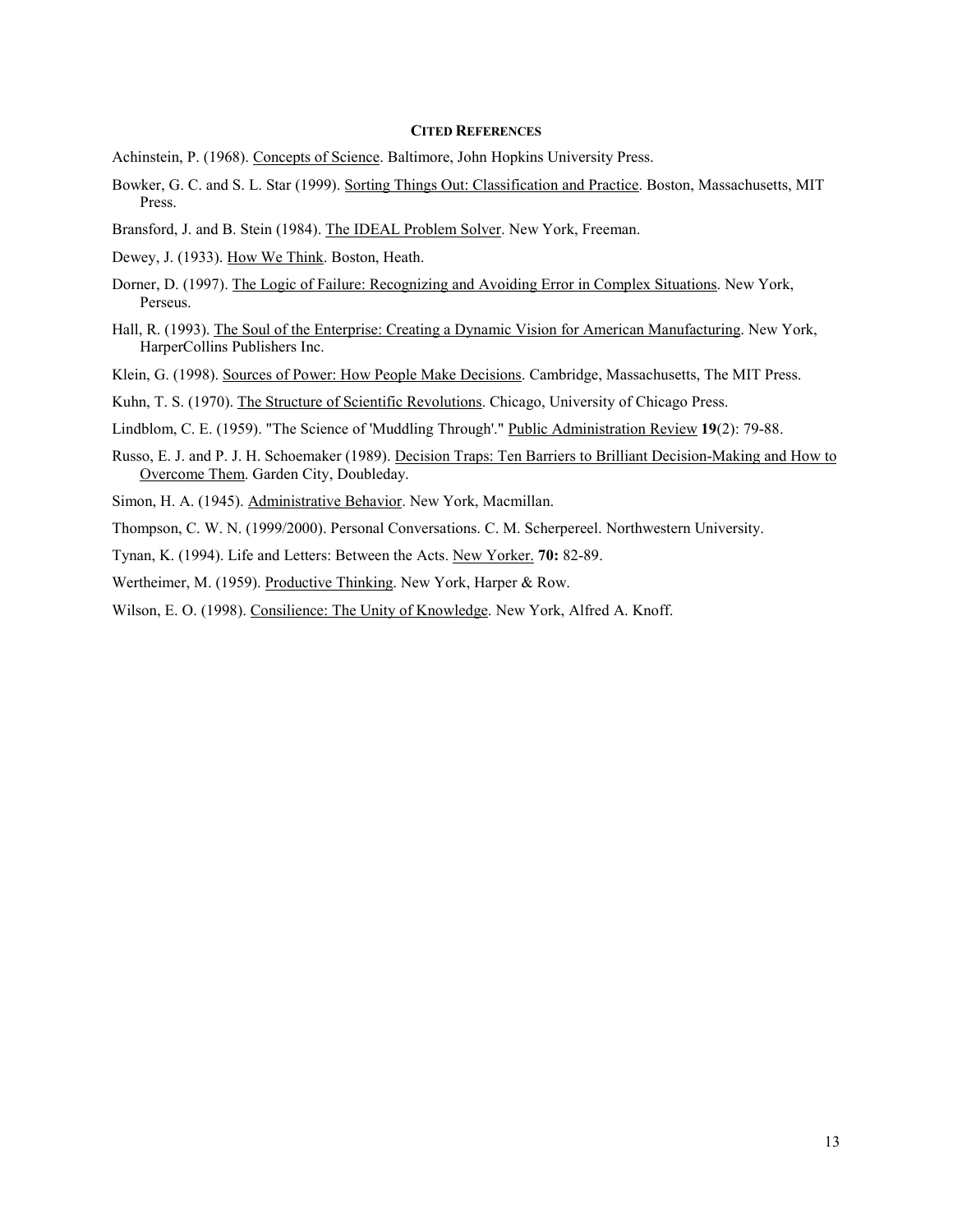## Cited References

Achinstein, P. (1968). Concepts of Science. Baltimore, John Hopkins University Press.

Bowker, G. C. and S. L. Star (1999). Sorting Things Out: Classification and Practice. Boston, Massachusetts, MIT Press.

Bransford, J. and B. Stein (1984). The IDEAL Problem Solver. New York, Freeman.

Dewey, J. (1933). How We Think. Boston, Heath.

Dorner, D. (1997). The Logic of Failure: Recognizing and Avoiding Error in Complex Situations. New York, Perseus.

Hall, R. (1993). The Soul of the Enterprise: Creating a Dynamic Vision for American Manufacturing. New York, HarperCollins Publishers Inc.

Klein, G. (1998). Sources of Power: How People Make Decisions. Cambridge, Massachusetts, The MIT Press.

Kuhn, T. S. (1970). The Structure of Scientific Revolutions. Chicago, University of Chicago Press.

Lindblom, C. E. (1959). "The Science of 'Muddling Through'." Public Administration Review **19**(2): 79-88.

Russo, E. J. and P. J. H. Schoemaker (1989). Decision Traps: Ten Barriers to Brilliant Decision-Making and How to Overcome Them. Garden City, Doubleday.

Simon, H. A. (1945). Administrative Behavior. New York, Macmillan.

Thompson, C. W. N. (1999/2000). Personal Conversations. C. M. Scherpereel. Northwestern University.

Tynan, K. (1994). Life and Letters: Between the Acts. New Yorker. **70:** 82-89.

Wertheimer, M. (1959). Productive Thinking. New York, Harper & Row.

Wilson, E. O. (1998). Consilience: The Unity of Knowledge. New York, Alfred A. Knoff.